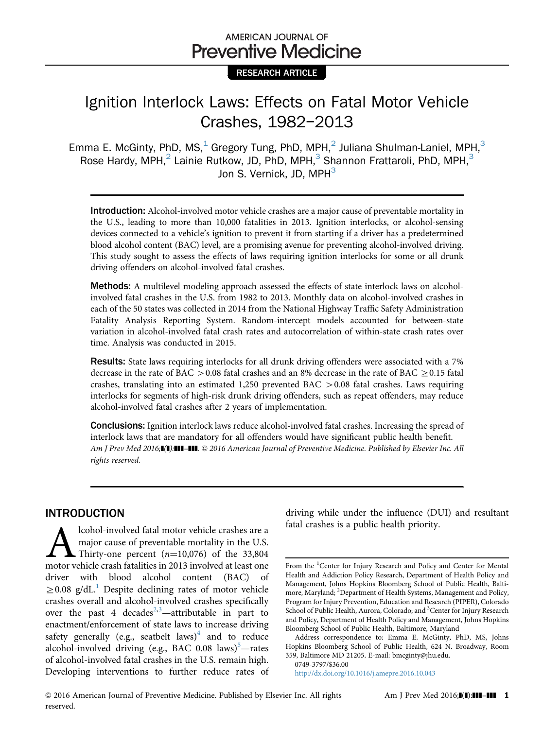RESEARCH ARTICLE

# Ignition Interlock Laws: Effects on Fatal Motor Vehicle Crashes, 1982–2013

Emma E. McGinty, PhD, MS,[1] Gregory Tung, PhD, MPH,[2] Juliana Shulman-Laniel, MPH,[3] Rose Hardy, MPH,[2] Lainie Rutkow, JD, PhD, MPH,[3] Shannon Frattaroli, PhD, MPH,[3] Jon S. Vernick, JD, MPH[3]

**Introduction:** Alcohol-involved motor vehicle crashes are a major cause of preventable mortality in the U.S., leading to more than 10,000 fatalities in 2013. Ignition interlocks, or alcohol-sensing devices connected to a vehicle's ignition to prevent it from starting if a driver has a predetermined blood alcohol content (BAC) level, are a promising avenue for preventing alcohol-involved driving. This study sought to assess the effects of laws requiring ignition interlocks for some or all drunk driving offenders on alcohol-involved fatal crashes.

**Methods:** A multilevel modeling approach assessed the effects of state interlock laws on alcohol-involved fatal crashes in the U.S. from 1982 to 2013. Monthly data on alcohol-involved crashes in each of the 50 states was collected in 2014 from the National Highway Traffic Safety Administration Fatality Analysis Reporting System. Random-intercept models accounted for between-state variation in alcohol-involved fatal crash rates and autocorrelation of within-state crash rates over time. Analysis was conducted in 2015.

**Results:** State laws requiring interlocks for all drunk driving offenders were associated with a 7% decrease in the rate of BAC $>0.08$ fatal crashes and an 8% decrease in the rate of BAC $\geq 0.15$ fatal crashes, translating into an estimated 1,250 prevented BAC $>0.08$ fatal crashes. Laws requiring interlocks for segments of high-risk drunk driving offenders, such as repeat offenders, may reduce alcohol-involved fatal crashes after 2 years of implementation.

**Conclusions:** Ignition interlock laws reduce alcohol-involved fatal crashes. Increasing the spread of interlock laws that are mandatory for all offenders would have significant public health benefit.

*Am J Prev Med 2016;■(■):■■■–■■■. © 2016 American Journal of Preventive Medicine. Published by Elsevier Inc. All rights reserved.*

## INTRODUCTION

Alcohol-involved fatal motor vehicle crashes are a major cause of preventable mortality in the U.S. Thirty-one percent ($n$=10,076) of the 33,804 motor vehicle crash fatalities in 2013 involved at least one driver with blood alcohol content (BAC) of $\geq$0.08 g/dL.[1] Despite declining rates of motor vehicle crashes overall and alcohol-involved crashes specifically over the past 4 decades[2,3]—attributable in part to enactment/enforcement of state laws to increase driving safety generally (e.g., seatbelt laws)[4] and to reduce alcohol-involved driving (e.g., BAC 0.08 laws)[5]—rates of alcohol-involved fatal crashes in the U.S. remain high. Developing interventions to further reduce rates of driving while under the influence (DUI) and resultant fatal crashes is a public health priority.

From the [1]Center for Injury Research and Policy and Center for Mental Health and Addiction Policy Research, Department of Health Policy and Management, Johns Hopkins Bloomberg School of Public Health, Baltimore, Maryland; [2]Department of Health Systems, Management and Policy, Program for Injury Prevention, Education and Research (PIPER), Colorado School of Public Health, Aurora, Colorado; and [3]Center for Injury Research and Policy, Department of Health Policy and Management, Johns Hopkins Bloomberg School of Public Health, Baltimore, Maryland

Address correspondence to: Emma E. McGinty, PhD, MS, Johns Hopkins Bloomberg School of Public Health, 624 N. Broadway, Room 359, Baltimore MD 21205. E-mail: bmcginty@jhu.edu.

0749-3797/$36.00

http://dx.doi.org/10.1016/j.amepre.2016.10.043

© 2016 American Journal of Preventive Medicine. Published by Elsevier Inc. All rights reserved.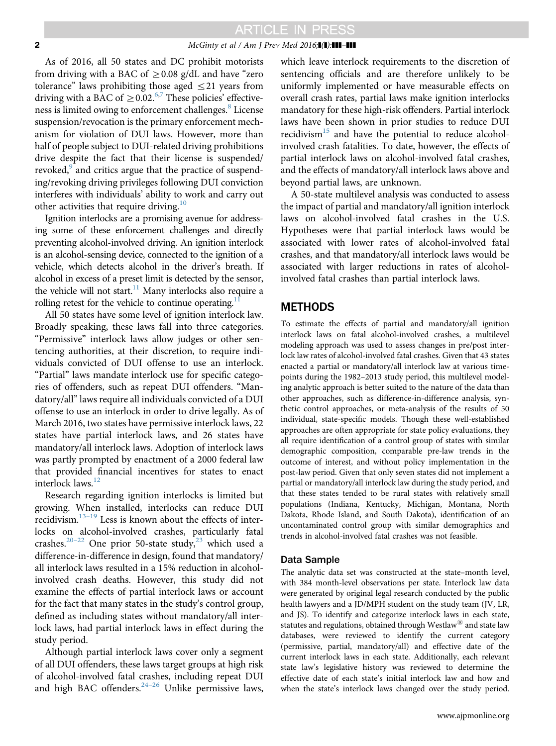As of 2016, all 50 states and DC prohibit motorists from driving with a BAC of $\geq 0.08$ g/dL and have "zero tolerance" laws prohibiting those aged $\leq 21$ years from driving with a BAC of $\geq 0.02$.[6,7] These policies' effectiveness is limited owing to enforcement challenges.[8] License suspension/revocation is the primary enforcement mechanism for violation of DUI laws. However, more than half of people subject to DUI-related driving prohibitions drive despite the fact that their license is suspended/revoked,[9] and critics argue that the practice of suspending/revoking driving privileges following DUI conviction interferes with individuals' ability to work and carry out other activities that require driving.[10]

Ignition interlocks are a promising avenue for addressing some of these enforcement challenges and directly preventing alcohol-involved driving. An ignition interlock is an alcohol-sensing device, connected to the ignition of a vehicle, which detects alcohol in the driver's breath. If alcohol in excess of a preset limit is detected by the sensor, the vehicle will not start.[11] Many interlocks also require a rolling retest for the vehicle to continue operating.[11]

All 50 states have some level of ignition interlock law. Broadly speaking, these laws fall into three categories. "Permissive" interlock laws allow judges or other sentencing authorities, at their discretion, to require individuals convicted of DUI offense to use an interlock. "Partial" laws mandate interlock use for specific categories of offenders, such as repeat DUI offenders. "Mandatory/all" laws require all individuals convicted of a DUI offense to use an interlock in order to drive legally. As of March 2016, two states have permissive interlock laws, 22 states have partial interlock laws, and 26 states have mandatory/all interlock laws. Adoption of interlock laws was partly prompted by enactment of a 2000 federal law that provided financial incentives for states to enact interlock laws.[12]

Research regarding ignition interlocks is limited but growing. When installed, interlocks can reduce DUI recidivism.[13–19] Less is known about the effects of interlocks on alcohol-involved crashes, particularly fatal crashes.[20–22] One prior 50-state study,[23] which used a difference-in-difference in design, found that mandatory/all interlock laws resulted in a 15% reduction in alcohol-involved crash deaths. However, this study did not examine the effects of partial interlock laws or account for the fact that many states in the study's control group, defined as including states without mandatory/all interlock laws, had partial interlock laws in effect during the study period.

Although partial interlock laws cover only a segment of all DUI offenders, these laws target groups at high risk of alcohol-involved fatal crashes, including repeat DUI and high BAC offenders.[24–26] Unlike permissive laws, which leave interlock requirements to the discretion of sentencing officials and are therefore unlikely to be uniformly implemented or have measurable effects on overall crash rates, partial laws make ignition interlocks mandatory for these high-risk offenders. Partial interlock laws have been shown in prior studies to reduce DUI recidivism[15] and have the potential to reduce alcohol-involved crash fatalities. To date, however, the effects of partial interlock laws on alcohol-involved fatal crashes, and the effects of mandatory/all interlock laws above and beyond partial laws, are unknown.

A 50-state multilevel analysis was conducted to assess the impact of partial and mandatory/all ignition interlock laws on alcohol-involved fatal crashes in the U.S. Hypotheses were that partial interlock laws would be associated with lower rates of alcohol-involved fatal crashes, and that mandatory/all interlock laws would be associated with larger reductions in rates of alcohol-involved fatal crashes than partial interlock laws.

## METHODS

To estimate the effects of partial and mandatory/all ignition interlock laws on fatal alcohol-involved crashes, a multilevel modeling approach was used to assess changes in pre/post interlock law rates of alcohol-involved fatal crashes. Given that 43 states enacted a partial or mandatory/all interlock law at various timepoints during the 1982–2013 study period, this multilevel modeling analytic approach is better suited to the nature of the data than other approaches, such as difference-in-difference analysis, synthetic control approaches, or meta-analysis of the results of 50 individual, state-specific models. Though these well-established approaches are often appropriate for state policy evaluations, they all require identification of a control group of states with similar demographic composition, comparable pre-law trends in the outcome of interest, and without policy implementation in the post-law period. Given that only seven states did not implement a partial or mandatory/all interlock law during the study period, and that these states tended to be rural states with relatively small populations (Indiana, Kentucky, Michigan, Montana, North Dakota, Rhode Island, and South Dakota), identification of an uncontaminated control group with similar demographics and trends in alcohol-involved fatal crashes was not feasible.

### Data Sample

The analytic data set was constructed at the state–month level, with 384 month-level observations per state. Interlock law data were generated by original legal research conducted by the public health lawyers and a JD/MPH student on the study team (JV, LR, and JS). To identify and categorize interlock laws in each state, statutes and regulations, obtained through Westlaw® and state law databases, were reviewed to identify the current category (permissive, partial, mandatory/all) and effective date of the current interlock laws in each state. Additionally, each relevant state law's legislative history was reviewed to determine the effective date of each state's initial interlock law and how and when the state's interlock laws changed over the study period.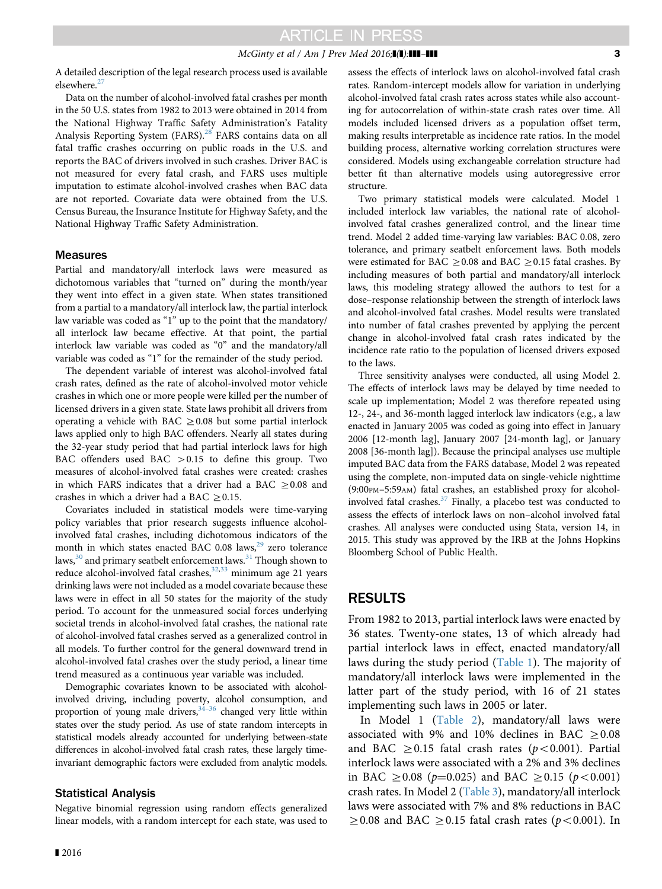A detailed description of the legal research process used is available elsewhere.[27]

Data on the number of alcohol-involved fatal crashes per month in the 50 U.S. states from 1982 to 2013 were obtained in 2014 from the National Highway Traffic Safety Administration's Fatality Analysis Reporting System (FARS).[28] FARS contains data on all fatal traffic crashes occurring on public roads in the U.S. and reports the BAC of drivers involved in such crashes. Driver BAC is not measured for every fatal crash, and FARS uses multiple imputation to estimate alcohol-involved crashes when BAC data are not reported. Covariate data were obtained from the U.S. Census Bureau, the Insurance Institute for Highway Safety, and the National Highway Traffic Safety Administration.

### Measures

Partial and mandatory/all interlock laws were measured as dichotomous variables that "turned on" during the month/year they went into effect in a given state. When states transitioned from a partial to a mandatory/all interlock law, the partial interlock law variable was coded as "1" up to the point that the mandatory/all interlock law became effective. At that point, the partial interlock law variable was coded as "0" and the mandatory/all variable was coded as "1" for the remainder of the study period.

The dependent variable of interest was alcohol-involved fatal crash rates, defined as the rate of alcohol-involved motor vehicle crashes in which one or more people were killed per the number of licensed drivers in a given state. State laws prohibit all drivers from operating a vehicle with BAC $\geq$0.08 but some partial interlock laws applied only to high BAC offenders. Nearly all states during the 32-year study period that had partial interlock laws for high BAC offenders used BAC $>$0.15 to define this group. Two measures of alcohol-involved fatal crashes were created: crashes in which FARS indicates that a driver had a BAC $\geq$0.08 and crashes in which a driver had a BAC $\geq$0.15.

Covariates included in statistical models were time-varying policy variables that prior research suggests influence alcohol-involved fatal crashes, including dichotomous indicators of the month in which states enacted BAC 0.08 laws,[29] zero tolerance laws,[30] and primary seatbelt enforcement laws.[31] Though shown to reduce alcohol-involved fatal crashes,[32,33] minimum age 21 years drinking laws were not included as a model covariate because these laws were in effect in all 50 states for the majority of the study period. To account for the unmeasured social forces underlying societal trends in alcohol-involved fatal crashes, the national rate of alcohol-involved fatal crashes served as a generalized control in all models. To further control for the general downward trend in alcohol-involved fatal crashes over the study period, a linear time trend measured as a continuous year variable was included.

Demographic covariates known to be associated with alcohol-involved driving, including poverty, alcohol consumption, and proportion of young male drivers,[34–36] changed very little within states over the study period. As use of state random intercepts in statistical models already accounted for underlying between-state differences in alcohol-involved fatal crash rates, these largely time-invariant demographic factors were excluded from analytic models.

### Statistical Analysis

Negative binomial regression using random effects generalized linear models, with a random intercept for each state, was used to assess the effects of interlock laws on alcohol-involved fatal crash rates. Random-intercept models allow for variation in underlying alcohol-involved fatal crash rates across states while also accounting for autocorrelation of within-state crash rates over time. All models included licensed drivers as a population offset term, making results interpretable as incidence rate ratios. In the model building process, alternative working correlation structures were considered. Models using exchangeable correlation structure had better fit than alternative models using autoregressive error structure.

Two primary statistical models were calculated. Model 1 included interlock law variables, the national rate of alcohol-involved fatal crashes generalized control, and the linear time trend. Model 2 added time-varying law variables: BAC 0.08, zero tolerance, and primary seatbelt enforcement laws. Both models were estimated for BAC $\geq$0.08 and BAC $\geq$0.15 fatal crashes. By including measures of both partial and mandatory/all interlock laws, this modeling strategy allowed the authors to test for a dose–response relationship between the strength of interlock laws and alcohol-involved fatal crashes. Model results were translated into number of fatal crashes prevented by applying the percent change in alcohol-involved fatal crash rates indicated by the incidence rate ratio to the population of licensed drivers exposed to the laws.

Three sensitivity analyses were conducted, all using Model 2. The effects of interlock laws may be delayed by time needed to scale up implementation; Model 2 was therefore repeated using 12-, 24-, and 36-month lagged interlock law indicators (e.g., a law enacted in January 2005 was coded as going into effect in January 2006 [12-month lag], January 2007 [24-month lag], or January 2008 [36-month lag]). Because the principal analyses use multiple imputed BAC data from the FARS database, Model 2 was repeated using the complete, non-imputed data on single-vehicle nighttime (9:00PM–5:59AM) fatal crashes, an established proxy for alcohol-involved fatal crashes.[37] Finally, a placebo test was conducted to assess the effects of interlock laws on non–alcohol involved fatal crashes. All analyses were conducted using Stata, version 14, in 2015. This study was approved by the IRB at the Johns Hopkins Bloomberg School of Public Health.

## RESULTS

From 1982 to 2013, partial interlock laws were enacted by 36 states. Twenty-one states, 13 of which already had partial interlock laws in effect, enacted mandatory/all laws during the study period (Table 1). The majority of mandatory/all interlock laws were implemented in the latter part of the study period, with 16 of 21 states implementing such laws in 2005 or later.

In Model 1 (Table 2), mandatory/all laws were associated with 9% and 10% declines in BAC $\geq$0.08 and BAC $\geq$0.15 fatal crash rates ($p<0.001$). Partial interlock laws were associated with a 2% and 3% declines in BAC $\geq$0.08 ($p=0.025$) and BAC $\geq$0.15 ($p<0.001$) crash rates. In Model 2 (Table 3), mandatory/all interlock laws were associated with 7% and 8% reductions in BAC $\geq$0.08 and BAC $\geq$0.15 fatal crash rates ($p<0.001$). In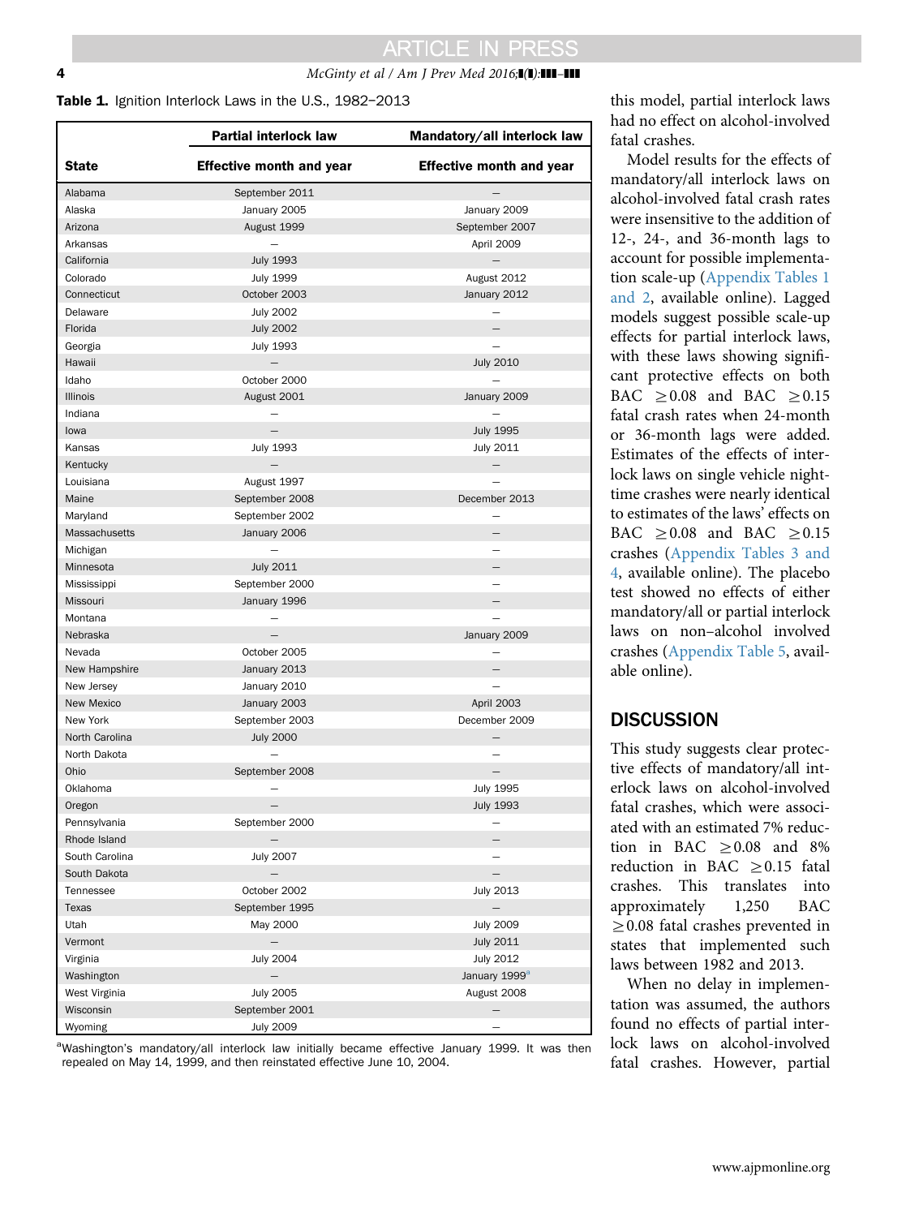**Table 1.** Ignition Interlock Laws in the U.S., 1982–2013

| State | Partial interlock law Effective month and year | Mandatory/all interlock law Effective month and year |
|---|---|---|
| Alabama | September 2011 | – |
| Alaska | January 2005 | January 2009 |
| Arizona | August 1999 | September 2007 |
| Arkansas | – | April 2009 |
| California | July 1993 | – |
| Colorado | July 1999 | August 2012 |
| Connecticut | October 2003 | January 2012 |
| Delaware | July 2002 | – |
| Florida | July 2002 | – |
| Georgia | July 1993 | – |
| Hawaii | – | July 2010 |
| Idaho | October 2000 | – |
| Illinois | August 2001 | January 2009 |
| Indiana | – | – |
| Iowa | – | July 1995 |
| Kansas | July 1993 | July 2011 |
| Kentucky | – | – |
| Louisiana | August 1997 | – |
| Maine | September 2008 | December 2013 |
| Maryland | September 2002 | – |
| Massachusetts | January 2006 | – |
| Michigan | – | – |
| Minnesota | July 2011 | – |
| Mississippi | September 2000 | – |
| Missouri | January 1996 | – |
| Montana | – | – |
| Nebraska | – | January 2009 |
| Nevada | October 2005 | – |
| New Hampshire | January 2013 | – |
| New Jersey | January 2010 | – |
| New Mexico | January 2003 | April 2003 |
| New York | September 2003 | December 2009 |
| North Carolina | July 2000 | – |
| North Dakota | – | – |
| Ohio | September 2008 | – |
| Oklahoma | – | July 1995 |
| Oregon | – | July 1993 |
| Pennsylvania | September 2000 | – |
| Rhode Island | – | – |
| South Carolina | July 2007 | – |
| South Dakota | – | – |
| Tennessee | October 2002 | July 2013 |
| Texas | September 1995 | – |
| Utah | May 2000 | July 2009 |
| Vermont | – | July 2011 |
| Virginia | July 2004 | July 2012 |
| Washington | – | January 1999[a] |
| West Virginia | July 2005 | August 2008 |
| Wisconsin | September 2001 | – |
| Wyoming | July 2009 | – |

[a]Washington's mandatory/all interlock law initially became effective January 1999. It was then repealed on May 14, 1999, and then reinstated effective June 10, 2004.

this model, partial interlock laws had no effect on alcohol-involved fatal crashes.

Model results for the effects of mandatory/all interlock laws on alcohol-involved fatal crash rates were insensitive to the addition of 12-, 24-, and 36-month lags to account for possible implementation scale-up (Appendix Tables 1 and 2, available online). Lagged models suggest possible scale-up effects for partial interlock laws, with these laws showing significant protective effects on both BAC $\geq$0.08 and BAC $\geq$0.15 fatal crash rates when 24-month or 36-month lags were added. Estimates of the effects of interlock laws on single vehicle nighttime crashes were nearly identical to estimates of the laws' effects on BAC $\geq$0.08 and BAC $\geq$0.15 crashes (Appendix Tables 3 and 4, available online). The placebo test showed no effects of either mandatory/all or partial interlock laws on non–alcohol involved crashes (Appendix Table 5, available online).

## DISCUSSION

This study suggests clear protective effects of mandatory/all interlock laws on alcohol-involved fatal crashes, which were associated with an estimated 7% reduction in BAC $\geq$0.08 and 8% reduction in BAC $\geq$0.15 fatal crashes. This translates into approximately 1,250 BAC $\geq$0.08 fatal crashes prevented in states that implemented such laws between 1982 and 2013.

When no delay in implementation was assumed, the authors found no effects of partial interlock laws on alcohol-involved fatal crashes. However, partial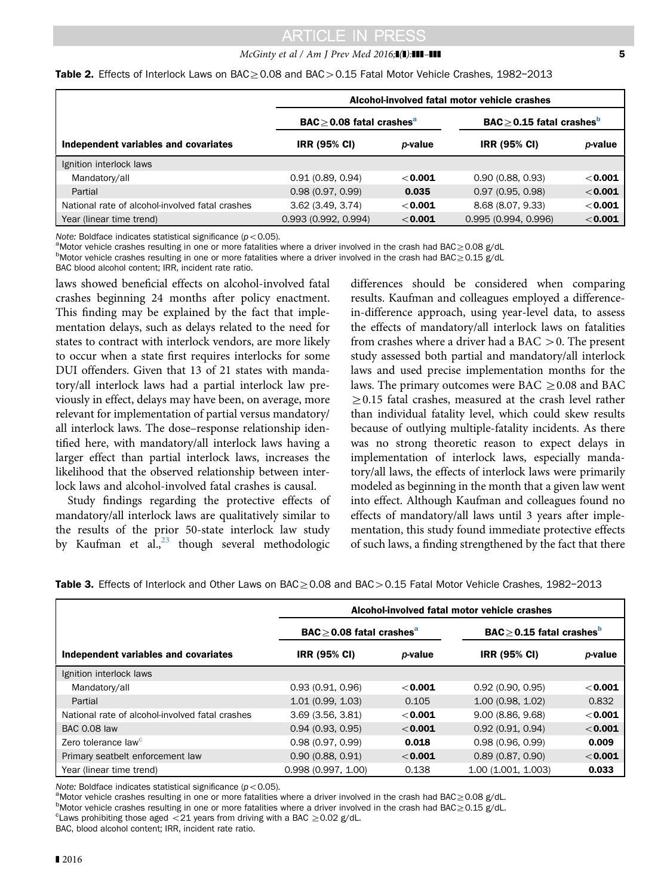**Table 2.** Effects of Interlock Laws on BAC ≥ 0.08 and BAC > 0.15 Fatal Motor Vehicle Crashes, 1982–2013

| | Alcohol-involved fatal motor vehicle crashes | | | |
|---|---|---|---|---|
| | BAC ≥ 0.08 fatal crashes[a] | | BAC ≥ 0.15 fatal crashes[b] | |
| **Independent variables and covariates** | **IRR (95% CI)** | ***p*-value** | **IRR (95% CI)** | ***p*-value** |
| Ignition interlock laws | | | | |
| Mandatory/all | 0.91 (0.89, 0.94) | **<0.001** | 0.90 (0.88, 0.93) | **<0.001** |
| Partial | 0.98 (0.97, 0.99) | **0.035** | 0.97 (0.95, 0.98) | **<0.001** |
| National rate of alcohol-involved fatal crashes | 3.62 (3.49, 3.74) | **<0.001** | 8.68 (8.07, 9.33) | **<0.001** |
| Year (linear time trend) | 0.993 (0.992, 0.994) | **<0.001** | 0.995 (0.994, 0.996) | **<0.001** |

*Note:* Boldface indicates statistical significance ($p < 0.05$).
[a]Motor vehicle crashes resulting in one or more fatalities where a driver involved in the crash had BAC ≥ 0.08 g/dL
[b]Motor vehicle crashes resulting in one or more fatalities where a driver involved in the crash had BAC ≥ 0.15 g/dL
BAC blood alcohol content; IRR, incident rate ratio.

laws showed beneficial effects on alcohol-involved fatal crashes beginning 24 months after policy enactment. This finding may be explained by the fact that implementation delays, such as delays related to the need for states to contract with interlock vendors, are more likely to occur when a state first requires interlocks for some DUI offenders. Given that 13 of 21 states with mandatory/all interlock laws had a partial interlock law previously in effect, delays may have been, on average, more relevant for implementation of partial versus mandatory/all interlock laws. The dose–response relationship identified here, with mandatory/all interlock laws having a larger effect than partial interlock laws, increases the likelihood that the observed relationship between interlock laws and alcohol-involved fatal crashes is causal.

Study findings regarding the protective effects of mandatory/all interlock laws are qualitatively similar to the results of the prior 50-state interlock law study by Kaufman et al.,[23] though several methodologic differences should be considered when comparing results. Kaufman and colleagues employed a difference-in-difference approach, using year-level data, to assess the effects of mandatory/all interlock laws on fatalities from crashes where a driver had a BAC > 0. The present study assessed both partial and mandatory/all interlock laws and used precise implementation months for the laws. The primary outcomes were BAC ≥ 0.08 and BAC ≥ 0.15 fatal crashes, measured at the crash level rather than individual fatality level, which could skew results because of outlying multiple-fatality incidents. As there was no strong theoretic reason to expect delays in implementation of interlock laws, especially mandatory/all laws, the effects of interlock laws were primarily modeled as beginning in the month that a given law went into effect. Although Kaufman and colleagues found no effects of mandatory/all laws until 3 years after implementation, this study found immediate protective effects of such laws, a finding strengthened by the fact that there

**Table 3.** Effects of Interlock and Other Laws on BAC ≥ 0.08 and BAC > 0.15 Fatal Motor Vehicle Crashes, 1982–2013

| | Alcohol-involved fatal motor vehicle crashes | | | |
|---|---|---|---|---|
| | BAC ≥ 0.08 fatal crashes[a] | | BAC ≥ 0.15 fatal crashes[b] | |
| **Independent variables and covariates** | **IRR (95% CI)** | ***p*-value** | **IRR (95% CI)** | ***p*-value** |
| Ignition interlock laws | | | | |
| Mandatory/all | 0.93 (0.91, 0.96) | **<0.001** | 0.92 (0.90, 0.95) | **<0.001** |
| Partial | 1.01 (0.99, 1.03) | 0.105 | 1.00 (0.98, 1.02) | 0.832 |
| National rate of alcohol-involved fatal crashes | 3.69 (3.56, 3.81) | **<0.001** | 9.00 (8.86, 9.68) | **<0.001** |
| BAC 0.08 law | 0.94 (0.93, 0.95) | **<0.001** | 0.92 (0.91, 0.94) | **<0.001** |
| Zero tolerance law[c] | 0.98 (0.97, 0.99) | **0.018** | 0.98 (0.96, 0.99) | **0.009** |
| Primary seatbelt enforcement law | 0.90 (0.88, 0.91) | **<0.001** | 0.89 (0.87, 0.90) | **<0.001** |
| Year (linear time trend) | 0.998 (0.997, 1.00) | 0.138 | 1.00 (1.001, 1.003) | **0.033** |

*Note:* Boldface indicates statistical significance ($p < 0.05$).
[a]Motor vehicle crashes resulting in one or more fatalities where a driver involved in the crash had BAC ≥ 0.08 g/dL.
[b]Motor vehicle crashes resulting in one or more fatalities where a driver involved in the crash had BAC ≥ 0.15 g/dL.
[c]Laws prohibiting those aged <21 years from driving with a BAC ≥ 0.02 g/dL.
BAC, blood alcohol content; IRR, incident rate ratio.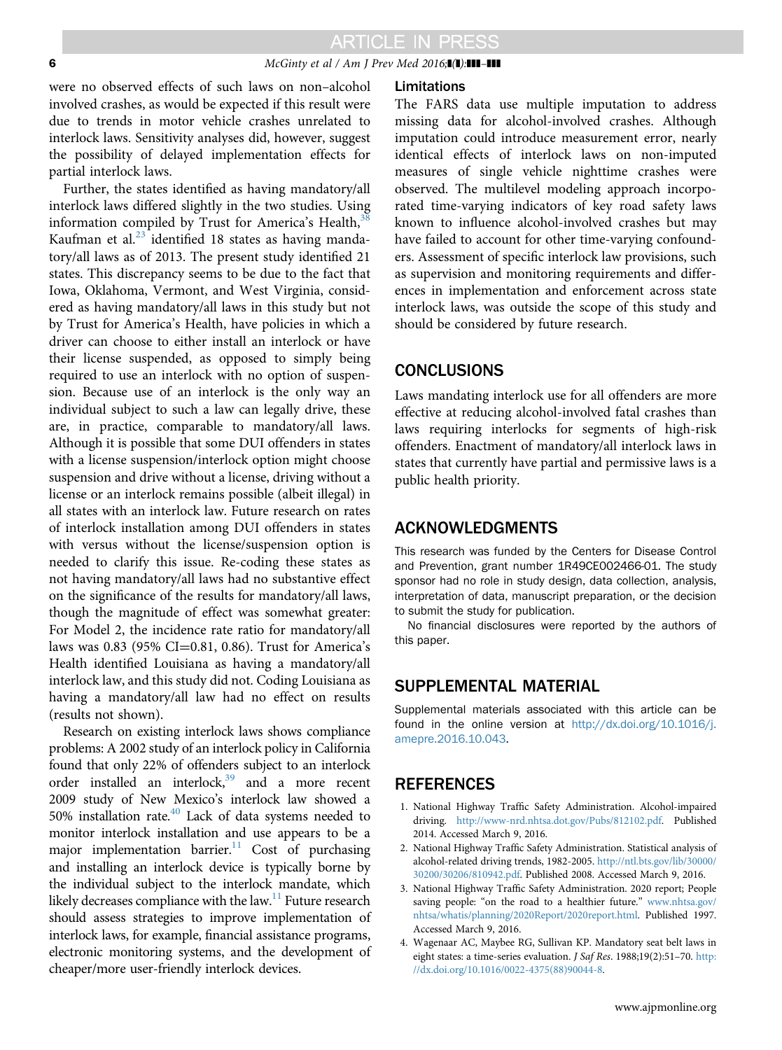were no observed effects of such laws on non–alcohol involved crashes, as would be expected if this result were due to trends in motor vehicle crashes unrelated to interlock laws. Sensitivity analyses did, however, suggest the possibility of delayed implementation effects for partial interlock laws.

Further, the states identified as having mandatory/all interlock laws differed slightly in the two studies. Using information compiled by Trust for America's Health,[38] Kaufman et al.[23] identified 18 states as having mandatory/all laws as of 2013. The present study identified 21 states. This discrepancy seems to be due to the fact that Iowa, Oklahoma, Vermont, and West Virginia, considered as having mandatory/all laws in this study but not by Trust for America's Health, have policies in which a driver can choose to either install an interlock or have their license suspended, as opposed to simply being required to use an interlock with no option of suspension. Because use of an interlock is the only way an individual subject to such a law can legally drive, these are, in practice, comparable to mandatory/all laws. Although it is possible that some DUI offenders in states with a license suspension/interlock option might choose suspension and drive without a license, driving without a license or an interlock remains possible (albeit illegal) in all states with an interlock law. Future research on rates of interlock installation among DUI offenders in states with versus without the license/suspension option is needed to clarify this issue. Re-coding these states as not having mandatory/all laws had no substantive effect on the significance of the results for mandatory/all laws, though the magnitude of effect was somewhat greater: For Model 2, the incidence rate ratio for mandatory/all laws was 0.83 (95% CI=0.81, 0.86). Trust for America's Health identified Louisiana as having a mandatory/all interlock law, and this study did not. Coding Louisiana as having a mandatory/all law had no effect on results (results not shown).

Research on existing interlock laws shows compliance problems: A 2002 study of an interlock policy in California found that only 22% of offenders subject to an interlock order installed an interlock,[39] and a more recent 2009 study of New Mexico's interlock law showed a 50% installation rate.[40] Lack of data systems needed to monitor interlock installation and use appears to be a major implementation barrier.[11] Cost of purchasing and installing an interlock device is typically borne by the individual subject to the interlock mandate, which likely decreases compliance with the law.[11] Future research should assess strategies to improve implementation of interlock laws, for example, financial assistance programs, electronic monitoring systems, and the development of cheaper/more user-friendly interlock devices.

### Limitations

The FARS data use multiple imputation to address missing data for alcohol-involved crashes. Although imputation could introduce measurement error, nearly identical effects of interlock laws on non-imputed measures of single vehicle nighttime crashes were observed. The multilevel modeling approach incorporated time-varying indicators of key road safety laws known to influence alcohol-involved crashes but may have failed to account for other time-varying confounders. Assessment of specific interlock law provisions, such as supervision and monitoring requirements and differences in implementation and enforcement across state interlock laws, was outside the scope of this study and should be considered by future research.

## CONCLUSIONS

Laws mandating interlock use for all offenders are more effective at reducing alcohol-involved fatal crashes than laws requiring interlocks for segments of high-risk offenders. Enactment of mandatory/all interlock laws in states that currently have partial and permissive laws is a public health priority.

## ACKNOWLEDGMENTS

This research was funded by the Centers for Disease Control and Prevention, grant number 1R49CE002466-01. The study sponsor had no role in study design, data collection, analysis, interpretation of data, manuscript preparation, or the decision to submit the study for publication.

No financial disclosures were reported by the authors of this paper.

## SUPPLEMENTAL MATERIAL

Supplemental materials associated with this article can be found in the online version at http://dx.doi.org/10.1016/j.amepre.2016.10.043.

## REFERENCES

1. National Highway Traffic Safety Administration. Alcohol-impaired driving. http://www-nrd.nhtsa.dot.gov/Pubs/812102.pdf. Published 2014. Accessed March 9, 2016.
2. National Highway Traffic Safety Administration. Statistical analysis of alcohol-related driving trends, 1982-2005. http://ntl.bts.gov/lib/30000/30200/30206/810942.pdf. Published 2008. Accessed March 9, 2016.
3. National Highway Traffic Safety Administration. 2020 report; People saving people: "on the road to a healthier future." www.nhtsa.gov/nhtsa/whatis/planning/2020Report/2020report.html. Published 1997. Accessed March 9, 2016.
4. Wagenaar AC, Maybee RG, Sullivan KP. Mandatory seat belt laws in eight states: a time-series evaluation. *J Saf Res*. 1988;19(2):51–70. http://dx.doi.org/10.1016/0022-4375(88)90044-8.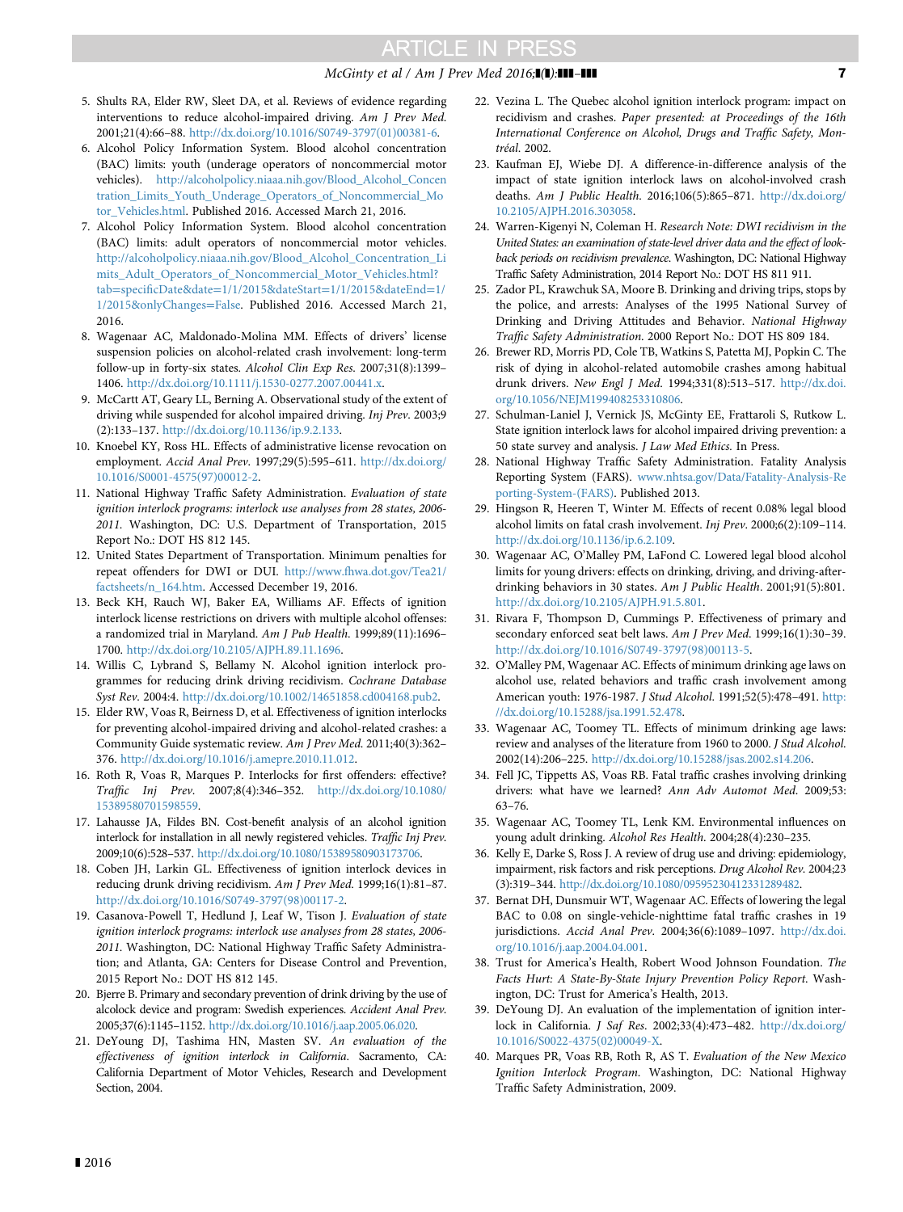5. Shults RA, Elder RW, Sleet DA, et al. Reviews of evidence regarding interventions to reduce alcohol-impaired driving. *Am J Prev Med.* 2001;21(4):66–88. http://dx.doi.org/10.1016/S0749-3797(01)00381-6.
6. Alcohol Policy Information System. Blood alcohol concentration (BAC) limits: youth (underage operators of noncommercial motor vehicles). http://alcoholpolicy.niaaa.nih.gov/Blood_Alcohol_Concentration_Limits_Youth_Underage_Operators_of_Noncommercial_Motor_Vehicles.html. Published 2016. Accessed March 21, 2016.
7. Alcohol Policy Information System. Blood alcohol concentration (BAC) limits: adult operators of noncommercial motor vehicles. http://alcoholpolicy.niaaa.nih.gov/Blood_Alcohol_Concentration_Limits_Adult_Operators_of_Noncommercial_Motor_Vehicles.html?tab=specificDate&date=1/1/2015&dateStart=1/1/2015&dateEnd=1/1/2015&onlyChanges=False. Published 2016. Accessed March 21, 2016.
8. Wagenaar AC, Maldonado-Molina MM. Effects of drivers' license suspension policies on alcohol-related crash involvement: long-term follow-up in forty-six states. *Alcohol Clin Exp Res.* 2007;31(8):1399–1406. http://dx.doi.org/10.1111/j.1530-0277.2007.00441.x.
9. McCartt AT, Geary LL, Berning A. Observational study of the extent of driving while suspended for alcohol impaired driving. *Inj Prev.* 2003;9(2):133–137. http://dx.doi.org/10.1136/ip.9.2.133.
10. Knoebel KY, Ross HL. Effects of administrative license revocation on employment. *Accid Anal Prev.* 1997;29(5):595–611. http://dx.doi.org/10.1016/S0001-4575(97)00012-2.
11. National Highway Traffic Safety Administration. *Evaluation of state ignition interlock programs: interlock use analyses from 28 states, 2006-2011.* Washington, DC: U.S. Department of Transportation, 2015 Report No.: DOT HS 812 145.
12. United States Department of Transportation. Minimum penalties for repeat offenders for DWI or DUI. http://www.fhwa.dot.gov/Tea21/factsheets/n_164.htm. Accessed December 19, 2016.
13. Beck KH, Rauch WJ, Baker EA, Williams AF. Effects of ignition interlock license restrictions on drivers with multiple alcohol offenses: a randomized trial in Maryland. *Am J Pub Health.* 1999;89(11):1696–1700. http://dx.doi.org/10.2105/AJPH.89.11.1696.
14. Willis C, Lybrand S, Bellamy N. Alcohol ignition interlock programmes for reducing drink driving recidivism. *Cochrane Database Syst Rev.* 2004:4. http://dx.doi.org/10.1002/14651858.cd004168.pub2.
15. Elder RW, Voas R, Beirness D, et al. Effectiveness of ignition interlocks for preventing alcohol-impaired driving and alcohol-related crashes: a Community Guide systematic review. *Am J Prev Med.* 2011;40(3):362–376. http://dx.doi.org/10.1016/j.amepre.2010.11.012.
16. Roth R, Voas R, Marques P. Interlocks for first offenders: effective? *Traffic Inj Prev.* 2007;8(4):346–352. http://dx.doi.org/10.1080/15389580701598559.
17. Lahausse JA, Fildes BN. Cost-benefit analysis of an alcohol ignition interlock for installation in all newly registered vehicles. *Traffic Inj Prev.* 2009;10(6):528–537. http://dx.doi.org/10.1080/15389580903173706.
18. Coben JH, Larkin GL. Effectiveness of ignition interlock devices in reducing drunk driving recidivism. *Am J Prev Med.* 1999;16(1):81–87. http://dx.doi.org/10.1016/S0749-3797(98)00117-2.
19. Casanova-Powell T, Hedlund J, Leaf W, Tison J. *Evaluation of state ignition interlock programs: interlock use analyses from 28 states, 2006-2011.* Washington, DC: National Highway Traffic Safety Administration; and Atlanta, GA: Centers for Disease Control and Prevention, 2015 Report No.: DOT HS 812 145.
20. Bjerre B. Primary and secondary prevention of drink driving by the use of alcolock device and program: Swedish experiences. *Accident Anal Prev.* 2005;37(6):1145–1152. http://dx.doi.org/10.1016/j.aap.2005.06.020.
21. DeYoung DJ, Tashima HN, Masten SV. *An evaluation of the effectiveness of ignition interlock in California.* Sacramento, CA: California Department of Motor Vehicles, Research and Development Section, 2004.
22. Vezina L. The Quebec alcohol ignition interlock program: impact on recidivism and crashes. *Paper presented: at Proceedings of the 16th International Conference on Alcohol, Drugs and Traffic Safety, Montréal.* 2002.
23. Kaufman EJ, Wiebe DJ. A difference-in-difference analysis of the impact of state ignition interlock laws on alcohol-involved crash deaths. *Am J Public Health.* 2016;106(5):865–871. http://dx.doi.org/10.2105/AJPH.2016.303058.
24. Warren-Kigenyi N, Coleman H. *Research Note: DWI recidivism in the United States: an examination of state-level driver data and the effect of look-back periods on recidivism prevalence.* Washington, DC: National Highway Traffic Safety Administration, 2014 Report No.: DOT HS 811 911.
25. Zador PL, Krawchuk SA, Moore B. Drinking and driving trips, stops by the police, and arrests: Analyses of the 1995 National Survey of Drinking and Driving Attitudes and Behavior. *National Highway Traffic Safety Administration.* 2000 Report No.: DOT HS 809 184.
26. Brewer RD, Morris PD, Cole TB, Watkins S, Patetta MJ, Popkin C. The risk of dying in alcohol-related automobile crashes among habitual drunk drivers. *New Engl J Med.* 1994;331(8):513–517. http://dx.doi.org/10.1056/NEJM199408253310806.
27. Schulman-Laniel J, Vernick JS, McGinty EE, Frattaroli S, Rutkow L. State ignition interlock laws for alcohol impaired driving prevention: a 50 state survey and analysis. *J Law Med Ethics.* In Press.
28. National Highway Traffic Safety Administration. Fatality Analysis Reporting System (FARS). www.nhtsa.gov/Data/Fatality-Analysis-Reporting-System-(FARS). Published 2013.
29. Hingson R, Heeren T, Winter M. Effects of recent 0.08% legal blood alcohol limits on fatal crash involvement. *Inj Prev.* 2000;6(2):109–114. http://dx.doi.org/10.1136/ip.6.2.109.
30. Wagenaar AC, O'Malley PM, LaFond C. Lowered legal blood alcohol limits for young drivers: effects on drinking, driving, and driving-after-drinking behaviors in 30 states. *Am J Public Health.* 2001;91(5):801. http://dx.doi.org/10.2105/AJPH.91.5.801.
31. Rivara F, Thompson D, Cummings P. Effectiveness of primary and secondary enforced seat belt laws. *Am J Prev Med.* 1999;16(1):30–39. http://dx.doi.org/10.1016/S0749-3797(98)00113-5.
32. O'Malley PM, Wagenaar AC. Effects of minimum drinking age laws on alcohol use, related behaviors and traffic crash involvement among American youth: 1976-1987. *J Stud Alcohol.* 1991;52(5):478–491. http://dx.doi.org/10.15288/jsa.1991.52.478.
33. Wagenaar AC, Toomey TL. Effects of minimum drinking age laws: review and analyses of the literature from 1960 to 2000. *J Stud Alcohol.* 2002(14):206–225. http://dx.doi.org/10.15288/jsas.2002.s14.206.
34. Fell JC, Tippetts AS, Voas RB. Fatal traffic crashes involving drinking drivers: what have we learned? *Ann Adv Automot Med.* 2009;53:63–76.
35. Wagenaar AC, Toomey TL, Lenk KM. Environmental influences on young adult drinking. *Alcohol Res Health.* 2004;28(4):230–235.
36. Kelly E, Darke S, Ross J. A review of drug use and driving: epidemiology, impairment, risk factors and risk perceptions. *Drug Alcohol Rev.* 2004;23(3):319–344. http://dx.doi.org/10.1080/09595230412331289482.
37. Bernat DH, Dunsmuir WT, Wagenaar AC. Effects of lowering the legal BAC to 0.08 on single-vehicle-nighttime fatal traffic crashes in 19 jurisdictions. *Accid Anal Prev.* 2004;36(6):1089–1097. http://dx.doi.org/10.1016/j.aap.2004.04.001.
38. Trust for America's Health, Robert Wood Johnson Foundation. *The Facts Hurt: A State-By-State Injury Prevention Policy Report.* Washington, DC: Trust for America's Health, 2013.
39. DeYoung DJ. An evaluation of the implementation of ignition interlock in California. *J Saf Res.* 2002;33(4):473–482. http://dx.doi.org/10.1016/S0022-4375(02)00049-X.
40. Marques PR, Voas RB, Roth R, AS T. *Evaluation of the New Mexico Ignition Interlock Program.* Washington, DC: National Highway Traffic Safety Administration, 2009.